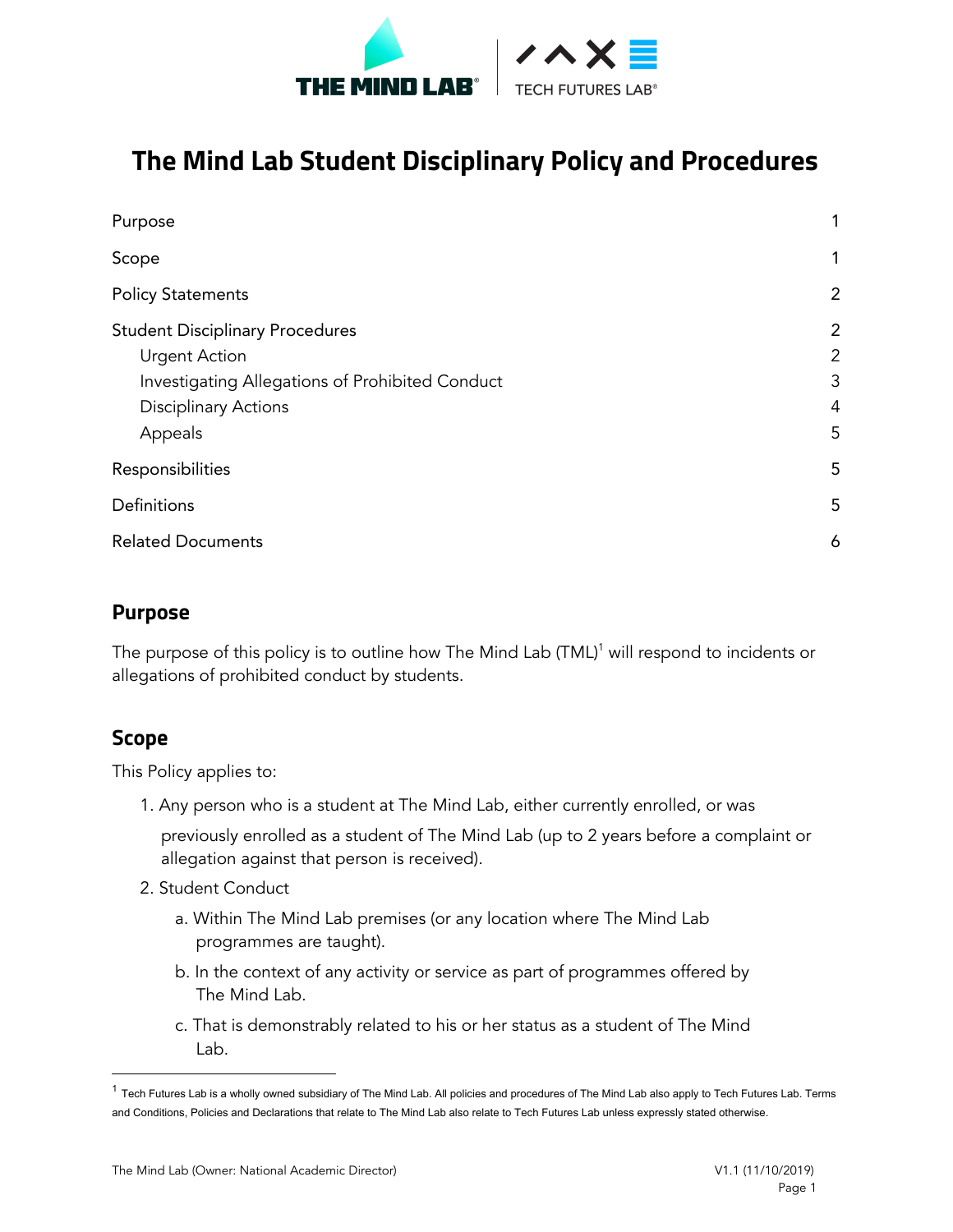# The Mind Lab Student Disciplinary Policy and Procedures

| | |
|---|---|
| Purpose | 1 |
| Scope | 1 |
| Policy Statements | 2 |
| Student Disciplinary Procedures | 2 |
| Urgent Action | 2 |
| Investigating Allegations of Prohibited Conduct | 3 |
| Disciplinary Actions | 4 |
| Appeals | 5 |
| Responsibilities | 5 |
| Definitions | 5 |
| Related Documents | 6 |

## Purpose

The purpose of this policy is to outline how The Mind Lab (TML)[1] will respond to incidents or allegations of prohibited conduct by students.

## Scope

This Policy applies to:

1. Any person who is a student at The Mind Lab, either currently enrolled, or was previously enrolled as a student of The Mind Lab (up to 2 years before a complaint or allegation against that person is received).
2. Student Conduct
   a. Within The Mind Lab premises (or any location where The Mind Lab programmes are taught).
   b. In the context of any activity or service as part of programmes offered by The Mind Lab.
   c. That is demonstrably related to his or her status as a student of The Mind Lab.

---

[1] Tech Futures Lab is a wholly owned subsidiary of The Mind Lab. All policies and procedures of The Mind Lab also apply to Tech Futures Lab. Terms and Conditions, Policies and Declarations that relate to The Mind Lab also relate to Tech Futures Lab unless expressly stated otherwise.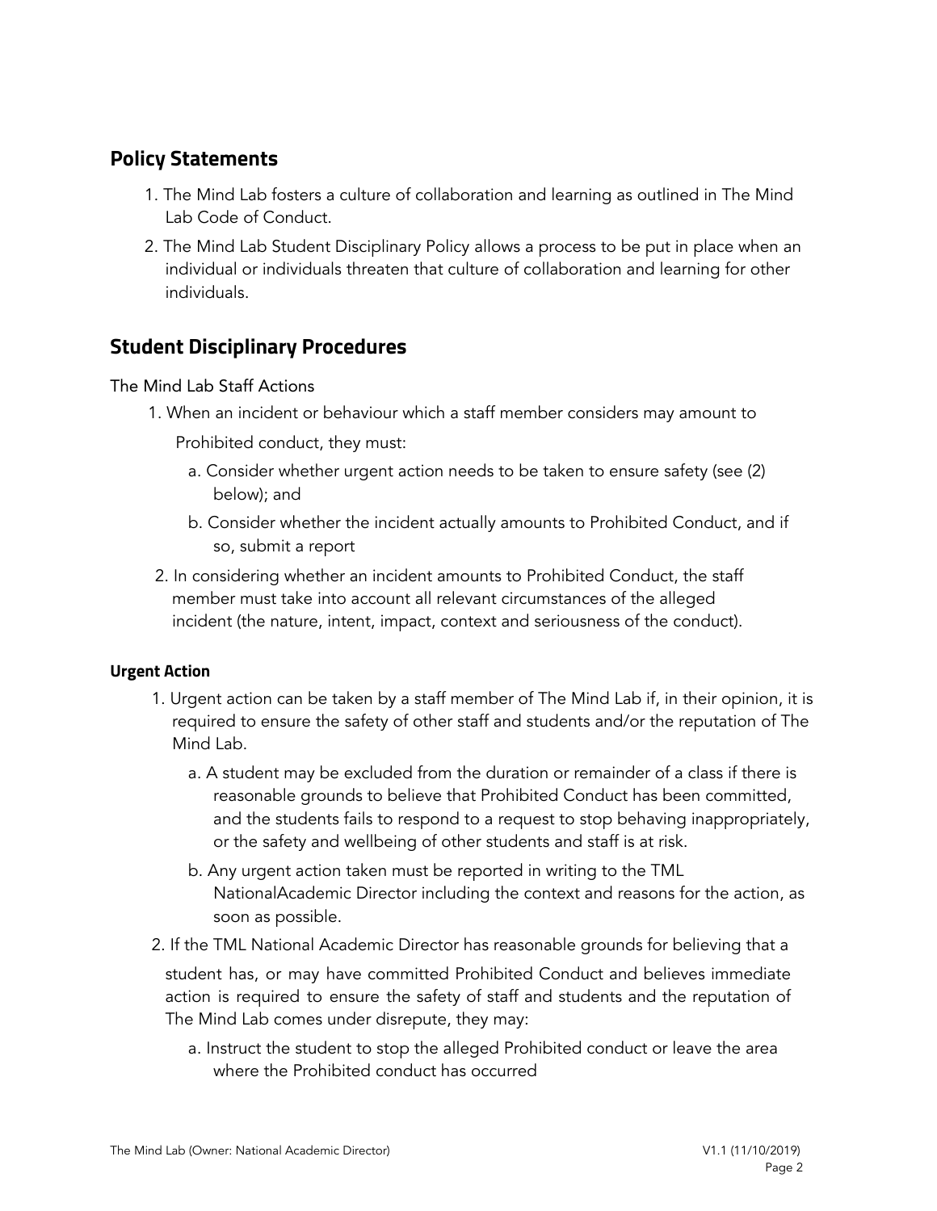## Policy Statements

1. The Mind Lab fosters a culture of collaboration and learning as outlined in The Mind Lab Code of Conduct.
2. The Mind Lab Student Disciplinary Policy allows a process to be put in place when an individual or individuals threaten that culture of collaboration and learning for other individuals.

## Student Disciplinary Procedures

The Mind Lab Staff Actions

1. When an incident or behaviour which a staff member considers may amount to Prohibited conduct, they must:
   a. Consider whether urgent action needs to be taken to ensure safety (see (2) below); and
   b. Consider whether the incident actually amounts to Prohibited Conduct, and if so, submit a report
2. In considering whether an incident amounts to Prohibited Conduct, the staff member must take into account all relevant circumstances of the alleged incident (the nature, intent, impact, context and seriousness of the conduct).

#### Urgent Action

1. Urgent action can be taken by a staff member of The Mind Lab if, in their opinion, it is required to ensure the safety of other staff and students and/or the reputation of The Mind Lab.
   a. A student may be excluded from the duration or remainder of a class if there is reasonable grounds to believe that Prohibited Conduct has been committed, and the students fails to respond to a request to stop behaving inappropriately, or the safety and wellbeing of other students and staff is at risk.
   b. Any urgent action taken must be reported in writing to the TML NationalAcademic Director including the context and reasons for the action, as soon as possible.
2. If the TML National Academic Director has reasonable grounds for believing that a student has, or may have committed Prohibited Conduct and believes immediate action is required to ensure the safety of staff and students and the reputation of The Mind Lab comes under disrepute, they may:
   a. Instruct the student to stop the alleged Prohibited conduct or leave the area where the Prohibited conduct has occurred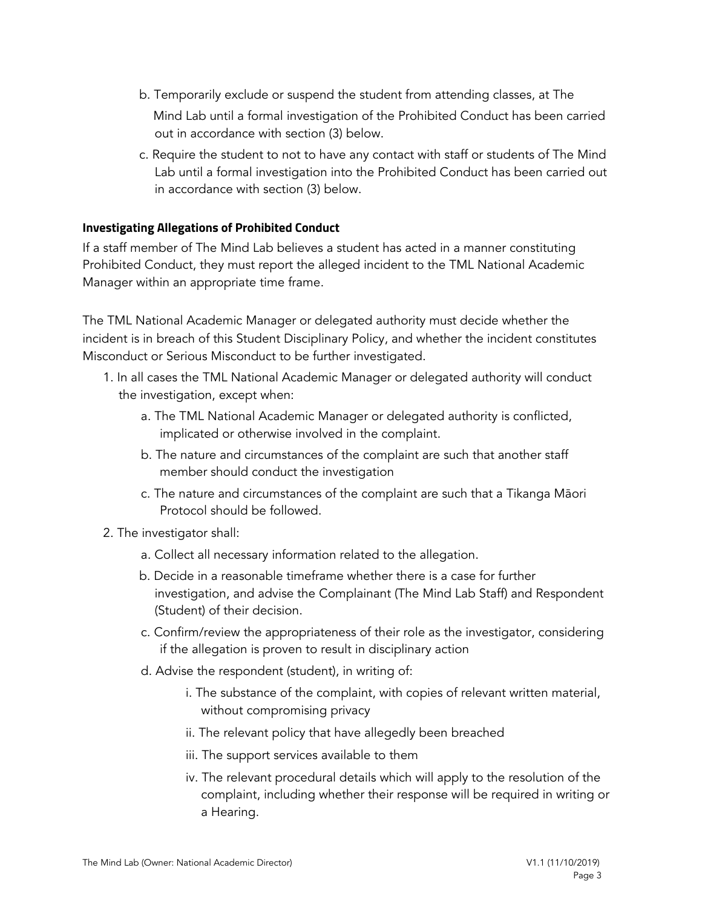b. Temporarily exclude or suspend the student from attending classes, at The Mind Lab until a formal investigation of the Prohibited Conduct has been carried out in accordance with section (3) below.

c. Require the student to not to have any contact with staff or students of The Mind Lab until a formal investigation into the Prohibited Conduct has been carried out in accordance with section (3) below.

#### Investigating Allegations of Prohibited Conduct

If a staff member of The Mind Lab believes a student has acted in a manner constituting Prohibited Conduct, they must report the alleged incident to the TML National Academic Manager within an appropriate time frame.

The TML National Academic Manager or delegated authority must decide whether the incident is in breach of this Student Disciplinary Policy, and whether the incident constitutes Misconduct or Serious Misconduct to be further investigated.

1. In all cases the TML National Academic Manager or delegated authority will conduct the investigation, except when:
   a. The TML National Academic Manager or delegated authority is conflicted, implicated or otherwise involved in the complaint.
   b. The nature and circumstances of the complaint are such that another staff member should conduct the investigation
   c. The nature and circumstances of the complaint are such that a Tikanga Māori Protocol should be followed.
2. The investigator shall:
   a. Collect all necessary information related to the allegation.
   b. Decide in a reasonable timeframe whether there is a case for further investigation, and advise the Complainant (The Mind Lab Staff) and Respondent (Student) of their decision.
   c. Confirm/review the appropriateness of their role as the investigator, considering if the allegation is proven to result in disciplinary action
   d. Advise the respondent (student), in writing of:
      i. The substance of the complaint, with copies of relevant written material, without compromising privacy
      ii. The relevant policy that have allegedly been breached
      iii. The support services available to them
      iv. The relevant procedural details which will apply to the resolution of the complaint, including whether their response will be required in writing or a Hearing.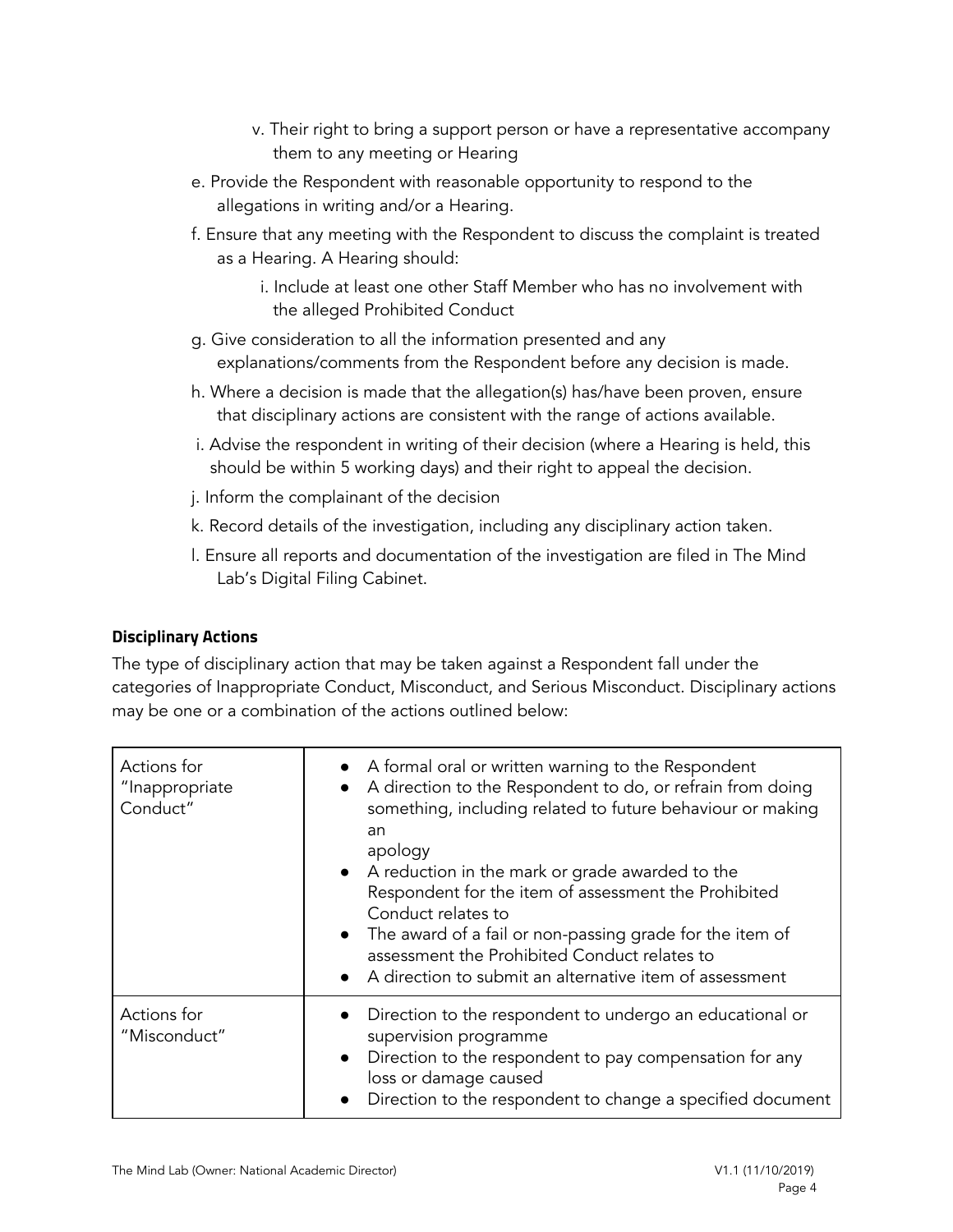v. Their right to bring a support person or have a representative accompany them to any meeting or Hearing

e. Provide the Respondent with reasonable opportunity to respond to the allegations in writing and/or a Hearing.

f. Ensure that any meeting with the Respondent to discuss the complaint is treated as a Hearing. A Hearing should:

    i. Include at least one other Staff Member who has no involvement with the alleged Prohibited Conduct

g. Give consideration to all the information presented and any explanations/comments from the Respondent before any decision is made.

h. Where a decision is made that the allegation(s) has/have been proven, ensure that disciplinary actions are consistent with the range of actions available.

i. Advise the respondent in writing of their decision (where a Hearing is held, this should be within 5 working days) and their right to appeal the decision.

j. Inform the complainant of the decision

k. Record details of the investigation, including any disciplinary action taken.

l. Ensure all reports and documentation of the investigation are filed in The Mind Lab's Digital Filing Cabinet.

#### Disciplinary Actions

The type of disciplinary action that may be taken against a Respondent fall under the categories of Inappropriate Conduct, Misconduct, and Serious Misconduct. Disciplinary actions may be one or a combination of the actions outlined below:

| | |
|---|---|
| Actions for "Inappropriate Conduct" | • A formal oral or written warning to the Respondent<br>• A direction to the Respondent to do, or refrain from doing something, including related to future behaviour or making an apology<br>• A reduction in the mark or grade awarded to the Respondent for the item of assessment the Prohibited Conduct relates to<br>• The award of a fail or non-passing grade for the item of assessment the Prohibited Conduct relates to<br>• A direction to submit an alternative item of assessment |
| Actions for "Misconduct" | • Direction to the respondent to undergo an educational or supervision programme<br>• Direction to the respondent to pay compensation for any loss or damage caused<br>• Direction to the respondent to change a specified document |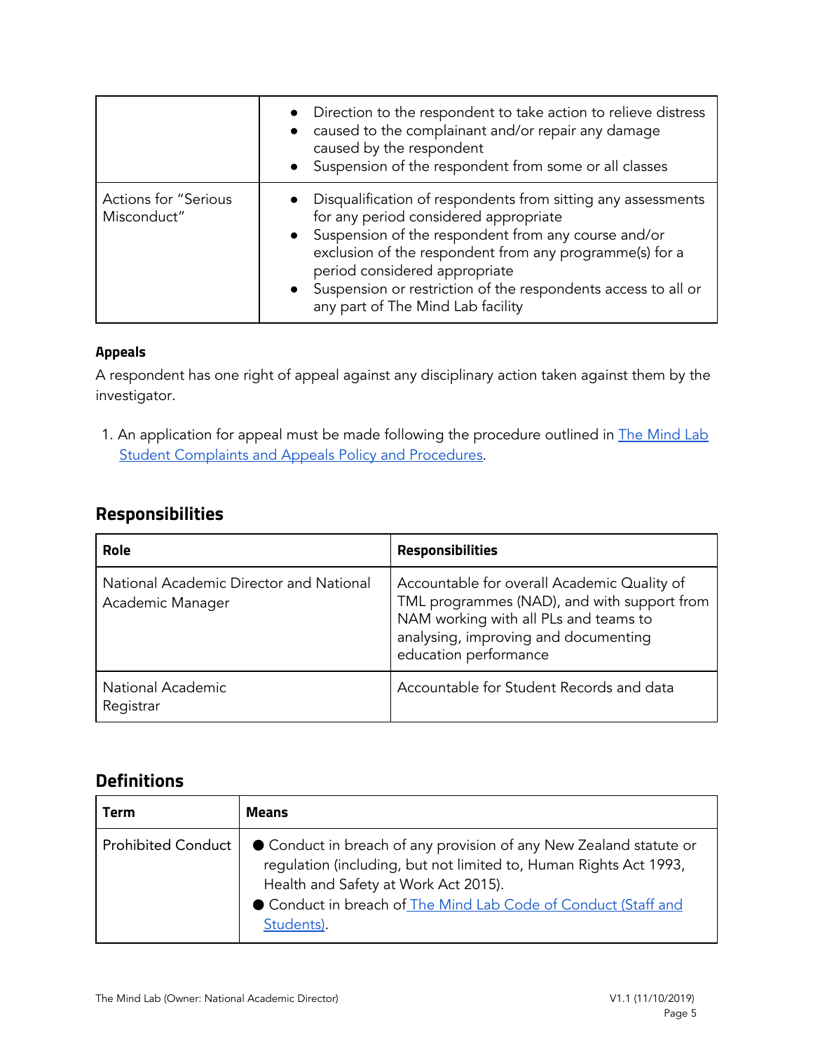| | |
|---|---|
| | • Direction to the respondent to take action to relieve distress<br>• caused to the complainant and/or repair any damage caused by the respondent<br>• Suspension of the respondent from some or all classes |
| Actions for "Serious Misconduct" | • Disqualification of respondents from sitting any assessments for any period considered appropriate<br>• Suspension of the respondent from any course and/or exclusion of the respondent from any programme(s) for a period considered appropriate<br>• Suspension or restriction of the respondents access to all or any part of The Mind Lab facility |

**Appeals**

A respondent has one right of appeal against any disciplinary action taken against them by the investigator.

1. An application for appeal must be made following the procedure outlined in The Mind Lab Student Complaints and Appeals Policy and Procedures.

## Responsibilities

| Role | Responsibilities |
|---|---|
| National Academic Director and National Academic Manager | Accountable for overall Academic Quality of TML programmes (NAD), and with support from NAM working with all PLs and teams to analysing, improving and documenting education performance |
| National Academic Registrar | Accountable for Student Records and data |

## Definitions

| Term | Means |
|---|---|
| Prohibited Conduct | ● Conduct in breach of any provision of any New Zealand statute or regulation (including, but not limited to, Human Rights Act 1993, Health and Safety at Work Act 2015).<br>● Conduct in breach of The Mind Lab Code of Conduct (Staff and Students). |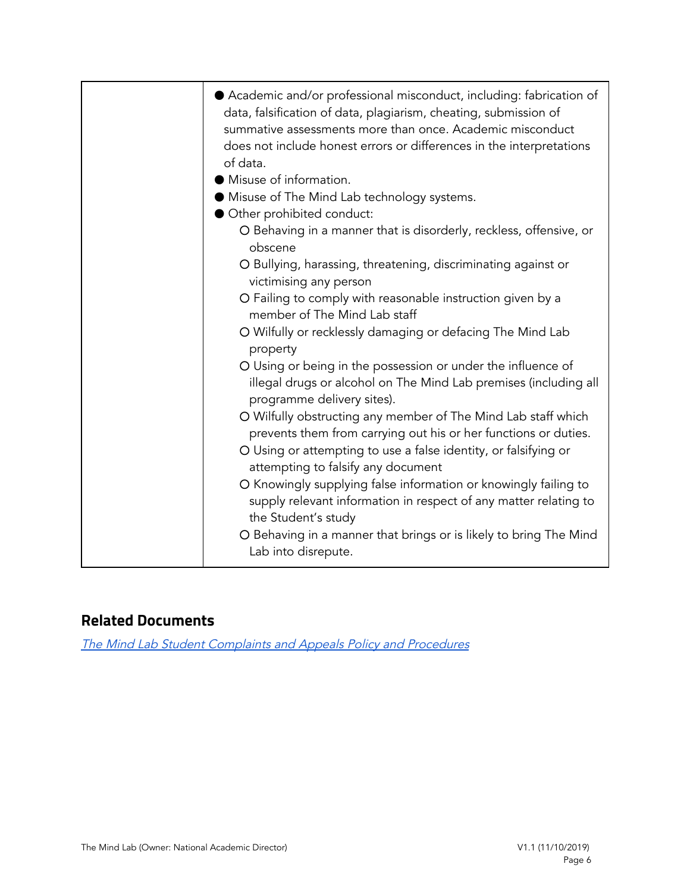| | |
|---|---|
| | ● Academic and/or professional misconduct, including: fabrication of data, falsification of data, plagiarism, cheating, submission of summative assessments more than once. Academic misconduct does not include honest errors or differences in the interpretations of data.<br>● Misuse of information.<br>● Misuse of The Mind Lab technology systems.<br>● Other prohibited conduct:<br>○ Behaving in a manner that is disorderly, reckless, offensive, or obscene<br>○ Bullying, harassing, threatening, discriminating against or victimising any person<br>○ Failing to comply with reasonable instruction given by a member of The Mind Lab staff<br>○ Wilfully or recklessly damaging or defacing The Mind Lab property<br>○ Using or being in the possession or under the influence of illegal drugs or alcohol on The Mind Lab premises (including all programme delivery sites).<br>○ Wilfully obstructing any member of The Mind Lab staff which prevents them from carrying out his or her functions or duties.<br>○ Using or attempting to use a false identity, or falsifying or attempting to falsify any document<br>○ Knowingly supplying false information or knowingly failing to supply relevant information in respect of any matter relating to the Student's study<br>○ Behaving in a manner that brings or is likely to bring The Mind Lab into disrepute. |

## Related Documents

*The Mind Lab Student Complaints and Appeals Policy and Procedures*

The Mind Lab (Owner: National Academic Director) V1.1 (11/10/2019)